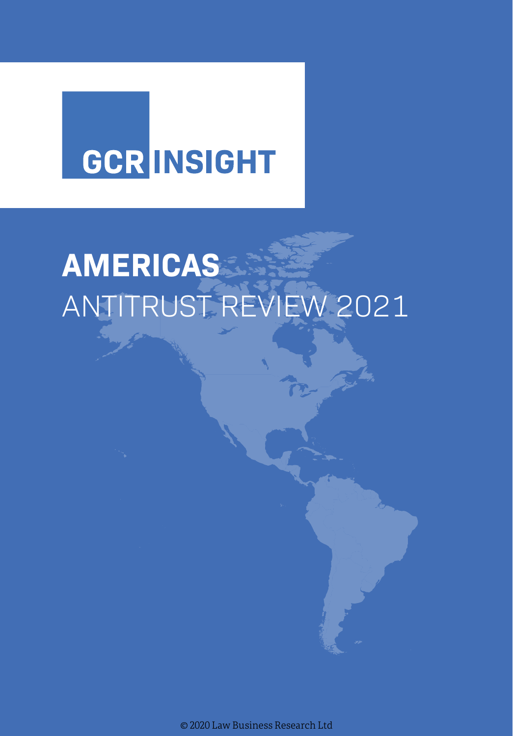GCR INSIGHT

# AMERICAS ANTITRUST REVIEW 2021

© 2020 Law Business Research Ltd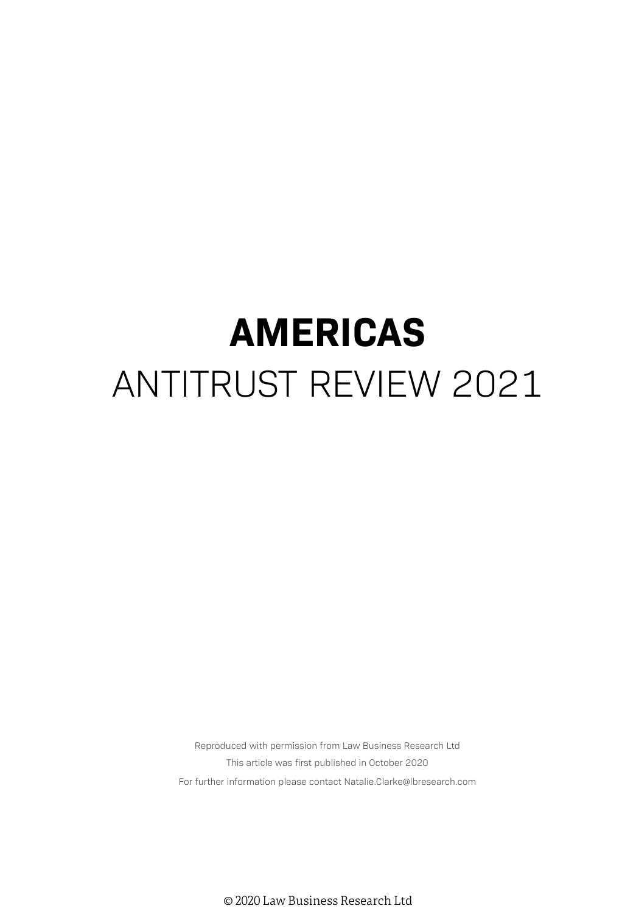# AMERICAS

ANTITRUST REVIEW 2021

Reproduced with permission from Law Business Research Ltd

This article was first published in October 2020

For further information please contact Natalie.Clarke@lbresearch.com

© 2020 Law Business Research Ltd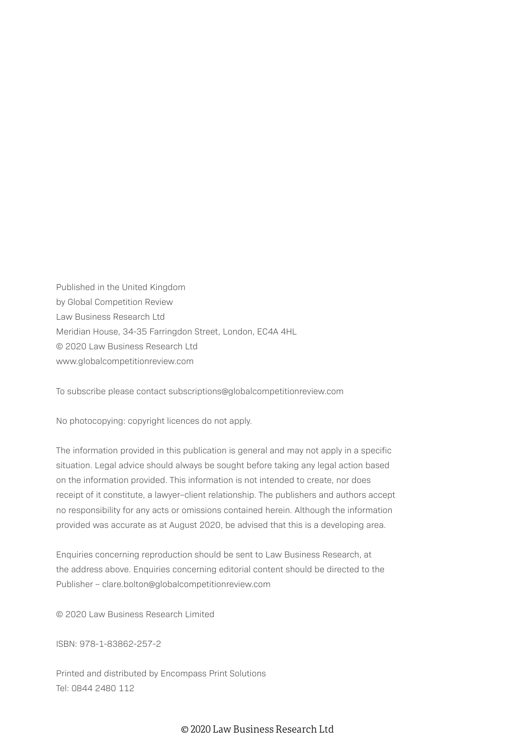Published in the United Kingdom
by Global Competition Review
Law Business Research Ltd
Meridian House, 34-35 Farringdon Street, London, EC4A 4HL
© 2020 Law Business Research Ltd
www.globalcompetitionreview.com

To subscribe please contact subscriptions@globalcompetitionreview.com

No photocopying: copyright licences do not apply.

The information provided in this publication is general and may not apply in a specific situation. Legal advice should always be sought before taking any legal action based on the information provided. This information is not intended to create, nor does receipt of it constitute, a lawyer–client relationship. The publishers and authors accept no responsibility for any acts or omissions contained herein. Although the information provided was accurate as at August 2020, be advised that this is a developing area.

Enquiries concerning reproduction should be sent to Law Business Research, at the address above. Enquiries concerning editorial content should be directed to the Publisher – clare.bolton@globalcompetitionreview.com

© 2020 Law Business Research Limited

ISBN: 978-1-83862-257-2

Printed and distributed by Encompass Print Solutions
Tel: 0844 2480 112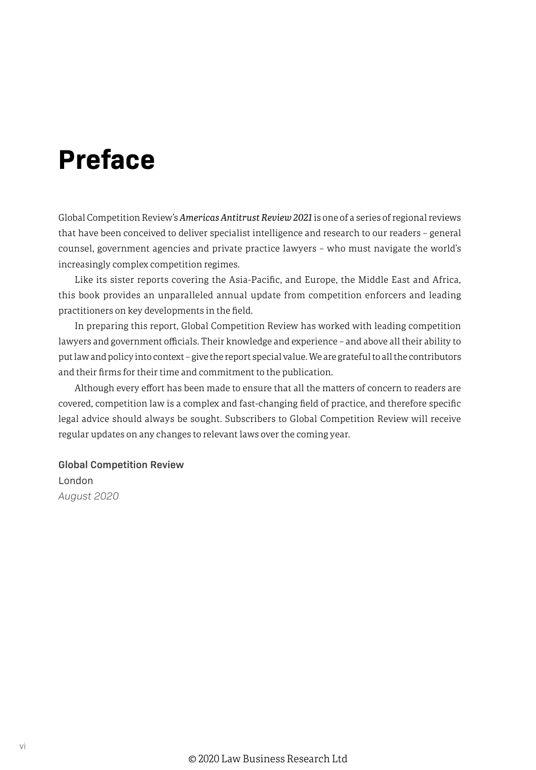# Preface

Global Competition Review's *Americas Antitrust Review 2021* is one of a series of regional reviews that have been conceived to deliver specialist intelligence and research to our readers – general counsel, government agencies and private practice lawyers – who must navigate the world's increasingly complex competition regimes.

Like its sister reports covering the Asia-Pacific, and Europe, the Middle East and Africa, this book provides an unparalleled annual update from competition enforcers and leading practitioners on key developments in the field.

In preparing this report, Global Competition Review has worked with leading competition lawyers and government officials. Their knowledge and experience – and above all their ability to put law and policy into context – give the report special value. We are grateful to all the contributors and their firms for their time and commitment to the publication.

Although every effort has been made to ensure that all the matters of concern to readers are covered, competition law is a complex and fast-changing field of practice, and therefore specific legal advice should always be sought. Subscribers to Global Competition Review will receive regular updates on any changes to relevant laws over the coming year.

**Global Competition Review**
London
*August 2020*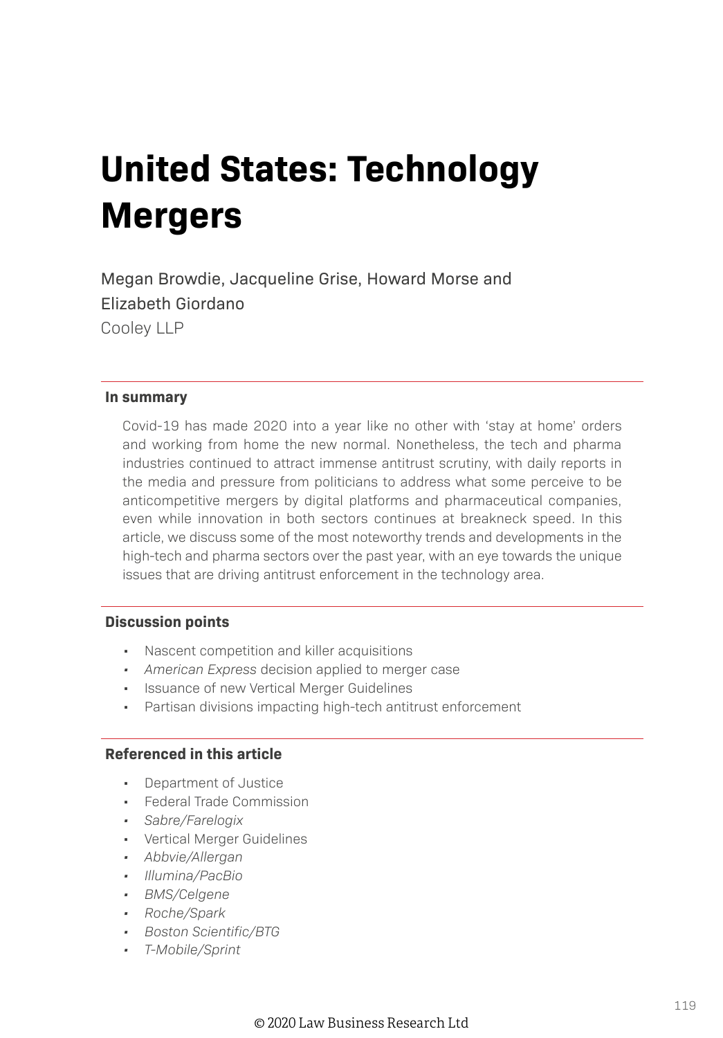# United States: Technology Mergers

Megan Browdie, Jacqueline Grise, Howard Morse and Elizabeth Giordano
Cooley LLP

**In summary**

Covid-19 has made 2020 into a year like no other with 'stay at home' orders and working from home the new normal. Nonetheless, the tech and pharma industries continued to attract immense antitrust scrutiny, with daily reports in the media and pressure from politicians to address what some perceive to be anticompetitive mergers by digital platforms and pharmaceutical companies, even while innovation in both sectors continues at breakneck speed. In this article, we discuss some of the most noteworthy trends and developments in the high-tech and pharma sectors over the past year, with an eye towards the unique issues that are driving antitrust enforcement in the technology area.

**Discussion points**

- Nascent competition and killer acquisitions
- *American Express* decision applied to merger case
- Issuance of new Vertical Merger Guidelines
- Partisan divisions impacting high-tech antitrust enforcement

**Referenced in this article**

- Department of Justice
- Federal Trade Commission
- *Sabre/Farelogix*
- Vertical Merger Guidelines
- *Abbvie/Allergan*
- *Illumina/PacBio*
- *BMS/Celgene*
- *Roche/Spark*
- *Boston Scientific/BTG*
- *T-Mobile/Sprint*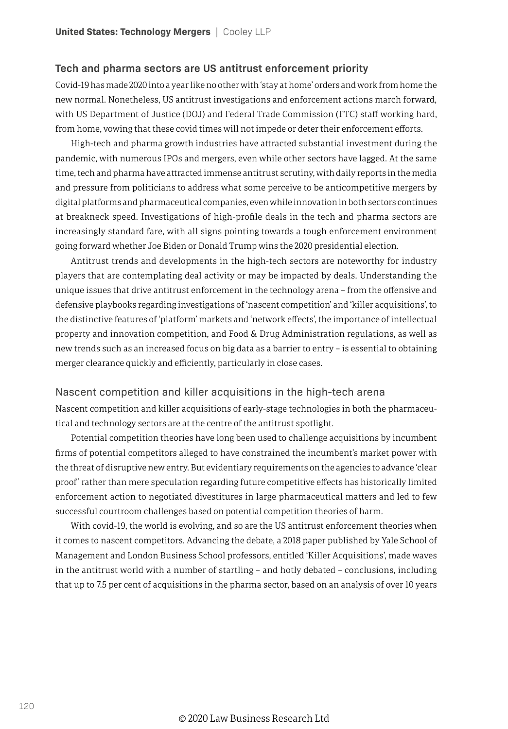## Tech and pharma sectors are US antitrust enforcement priority

Covid-19 has made 2020 into a year like no other with 'stay at home' orders and work from home the new normal. Nonetheless, US antitrust investigations and enforcement actions march forward, with US Department of Justice (DOJ) and Federal Trade Commission (FTC) staff working hard, from home, vowing that these covid times will not impede or deter their enforcement efforts.

High-tech and pharma growth industries have attracted substantial investment during the pandemic, with numerous IPOs and mergers, even while other sectors have lagged. At the same time, tech and pharma have attracted immense antitrust scrutiny, with daily reports in the media and pressure from politicians to address what some perceive to be anticompetitive mergers by digital platforms and pharmaceutical companies, even while innovation in both sectors continues at breakneck speed. Investigations of high-profile deals in the tech and pharma sectors are increasingly standard fare, with all signs pointing towards a tough enforcement environment going forward whether Joe Biden or Donald Trump wins the 2020 presidential election.

Antitrust trends and developments in the high-tech sectors are noteworthy for industry players that are contemplating deal activity or may be impacted by deals. Understanding the unique issues that drive antitrust enforcement in the technology arena – from the offensive and defensive playbooks regarding investigations of 'nascent competition' and 'killer acquisitions', to the distinctive features of 'platform' markets and 'network effects', the importance of intellectual property and innovation competition, and Food & Drug Administration regulations, as well as new trends such as an increased focus on big data as a barrier to entry – is essential to obtaining merger clearance quickly and efficiently, particularly in close cases.

### Nascent competition and killer acquisitions in the high-tech arena

Nascent competition and killer acquisitions of early-stage technologies in both the pharmaceutical and technology sectors are at the centre of the antitrust spotlight.

Potential competition theories have long been used to challenge acquisitions by incumbent firms of potential competitors alleged to have constrained the incumbent's market power with the threat of disruptive new entry. But evidentiary requirements on the agencies to advance 'clear proof' rather than mere speculation regarding future competitive effects has historically limited enforcement action to negotiated divestitures in large pharmaceutical matters and led to few successful courtroom challenges based on potential competition theories of harm.

With covid-19, the world is evolving, and so are the US antitrust enforcement theories when it comes to nascent competitors. Advancing the debate, a 2018 paper published by Yale School of Management and London Business School professors, entitled 'Killer Acquisitions', made waves in the antitrust world with a number of startling – and hotly debated – conclusions, including that up to 7.5 per cent of acquisitions in the pharma sector, based on an analysis of over 10 years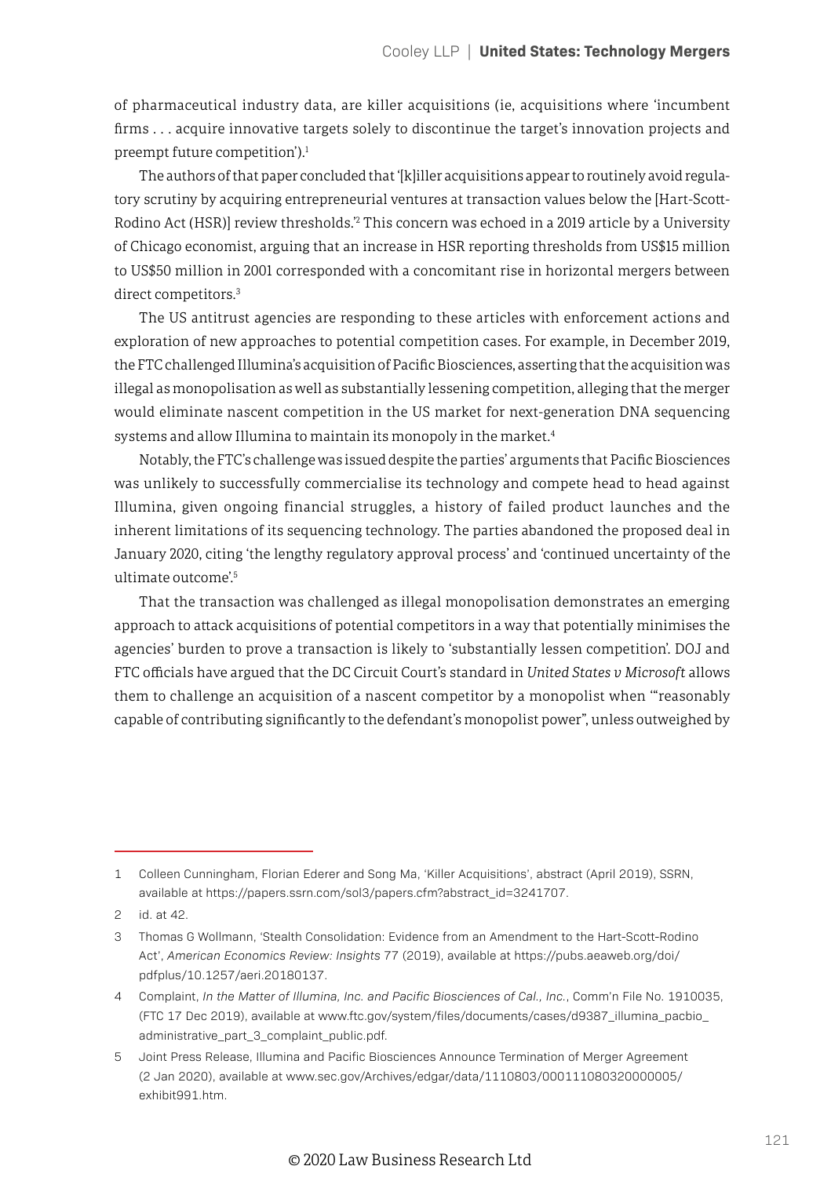of pharmaceutical industry data, are killer acquisitions (ie, acquisitions where 'incumbent firms . . . acquire innovative targets solely to discontinue the target's innovation projects and preempt future competition').[1]

The authors of that paper concluded that '[k]iller acquisitions appear to routinely avoid regulatory scrutiny by acquiring entrepreneurial ventures at transaction values below the [Hart-Scott-Rodino Act (HSR)] review thresholds.'[2] This concern was echoed in a 2019 article by a University of Chicago economist, arguing that an increase in HSR reporting thresholds from US$15 million to US$50 million in 2001 corresponded with a concomitant rise in horizontal mergers between direct competitors.[3]

The US antitrust agencies are responding to these articles with enforcement actions and exploration of new approaches to potential competition cases. For example, in December 2019, the FTC challenged Illumina's acquisition of Pacific Biosciences, asserting that the acquisition was illegal as monopolisation as well as substantially lessening competition, alleging that the merger would eliminate nascent competition in the US market for next-generation DNA sequencing systems and allow Illumina to maintain its monopoly in the market.[4]

Notably, the FTC's challenge was issued despite the parties' arguments that Pacific Biosciences was unlikely to successfully commercialise its technology and compete head to head against Illumina, given ongoing financial struggles, a history of failed product launches and the inherent limitations of its sequencing technology. The parties abandoned the proposed deal in January 2020, citing 'the lengthy regulatory approval process' and 'continued uncertainty of the ultimate outcome'.[5]

That the transaction was challenged as illegal monopolisation demonstrates an emerging approach to attack acquisitions of potential competitors in a way that potentially minimises the agencies' burden to prove a transaction is likely to 'substantially lessen competition'. DOJ and FTC officials have argued that the DC Circuit Court's standard in *United States v Microsoft* allows them to challenge an acquisition of a nascent competitor by a monopolist when '"reasonably capable of contributing significantly to the defendant's monopolist power", unless outweighed by

---

1 Colleen Cunningham, Florian Ederer and Song Ma, 'Killer Acquisitions', abstract (April 2019), SSRN, available at https://papers.ssrn.com/sol3/papers.cfm?abstract_id=3241707.

2 id. at 42.

3 Thomas G Wollmann, 'Stealth Consolidation: Evidence from an Amendment to the Hart-Scott-Rodino Act', *American Economics Review: Insights* 77 (2019), available at https://pubs.aeaweb.org/doi/pdfplus/10.1257/aeri.20180137.

4 Complaint, *In the Matter of Illumina, Inc. and Pacific Biosciences of Cal., Inc.*, Comm'n File No. 1910035, (FTC 17 Dec 2019), available at www.ftc.gov/system/files/documents/cases/d9387_illumina_pacbio_administrative_part_3_complaint_public.pdf.

5 Joint Press Release, Illumina and Pacific Biosciences Announce Termination of Merger Agreement (2 Jan 2020), available at www.sec.gov/Archives/edgar/data/1110803/000111080320000005/exhibit991.htm.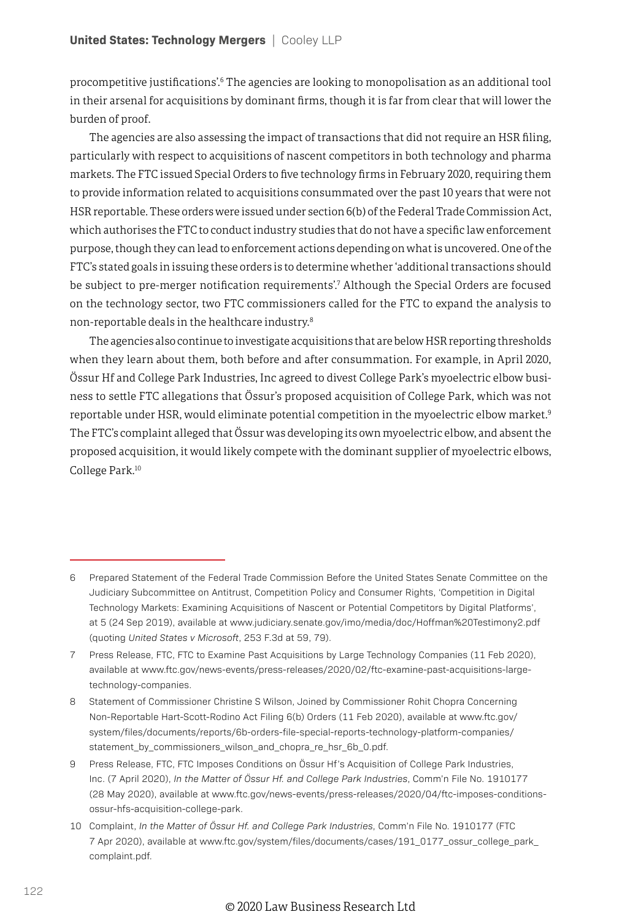procompetitive justifications'.[6] The agencies are looking to monopolisation as an additional tool in their arsenal for acquisitions by dominant firms, though it is far from clear that will lower the burden of proof.

The agencies are also assessing the impact of transactions that did not require an HSR filing, particularly with respect to acquisitions of nascent competitors in both technology and pharma markets. The FTC issued Special Orders to five technology firms in February 2020, requiring them to provide information related to acquisitions consummated over the past 10 years that were not HSR reportable. These orders were issued under section 6(b) of the Federal Trade Commission Act, which authorises the FTC to conduct industry studies that do not have a specific law enforcement purpose, though they can lead to enforcement actions depending on what is uncovered. One of the FTC's stated goals in issuing these orders is to determine whether 'additional transactions should be subject to pre-merger notification requirements'.[7] Although the Special Orders are focused on the technology sector, two FTC commissioners called for the FTC to expand the analysis to non-reportable deals in the healthcare industry.[8]

The agencies also continue to investigate acquisitions that are below HSR reporting thresholds when they learn about them, both before and after consummation. For example, in April 2020, Össur Hf and College Park Industries, Inc agreed to divest College Park's myoelectric elbow business to settle FTC allegations that Össur's proposed acquisition of College Park, which was not reportable under HSR, would eliminate potential competition in the myoelectric elbow market.[9] The FTC's complaint alleged that Össur was developing its own myoelectric elbow, and absent the proposed acquisition, it would likely compete with the dominant supplier of myoelectric elbows, College Park.[10]

---

6 Prepared Statement of the Federal Trade Commission Before the United States Senate Committee on the Judiciary Subcommittee on Antitrust, Competition Policy and Consumer Rights, 'Competition in Digital Technology Markets: Examining Acquisitions of Nascent or Potential Competitors by Digital Platforms', at 5 (24 Sep 2019), available at www.judiciary.senate.gov/imo/media/doc/Hoffman%20Testimony2.pdf (quoting *United States v Microsoft*, 253 F.3d at 59, 79).

7 Press Release, FTC, FTC to Examine Past Acquisitions by Large Technology Companies (11 Feb 2020), available at www.ftc.gov/news-events/press-releases/2020/02/ftc-examine-past-acquisitions-large-technology-companies.

8 Statement of Commissioner Christine S Wilson, Joined by Commissioner Rohit Chopra Concerning Non-Reportable Hart-Scott-Rodino Act Filing 6(b) Orders (11 Feb 2020), available at www.ftc.gov/system/files/documents/reports/6b-orders-file-special-reports-technology-platform-companies/statement_by_commissioners_wilson_and_chopra_re_hsr_6b_0.pdf.

9 Press Release, FTC, FTC Imposes Conditions on Össur Hf's Acquisition of College Park Industries, Inc. (7 April 2020), *In the Matter of Össur Hf. and College Park Industries*, Comm'n File No. 1910177 (28 May 2020), available at www.ftc.gov/news-events/press-releases/2020/04/ftc-imposes-conditions-ossur-hfs-acquisition-college-park.

10 Complaint, *In the Matter of Össur Hf. and College Park Industries*, Comm'n File No. 1910177 (FTC 7 Apr 2020), available at www.ftc.gov/system/files/documents/cases/191_0177_ossur_college_park_complaint.pdf.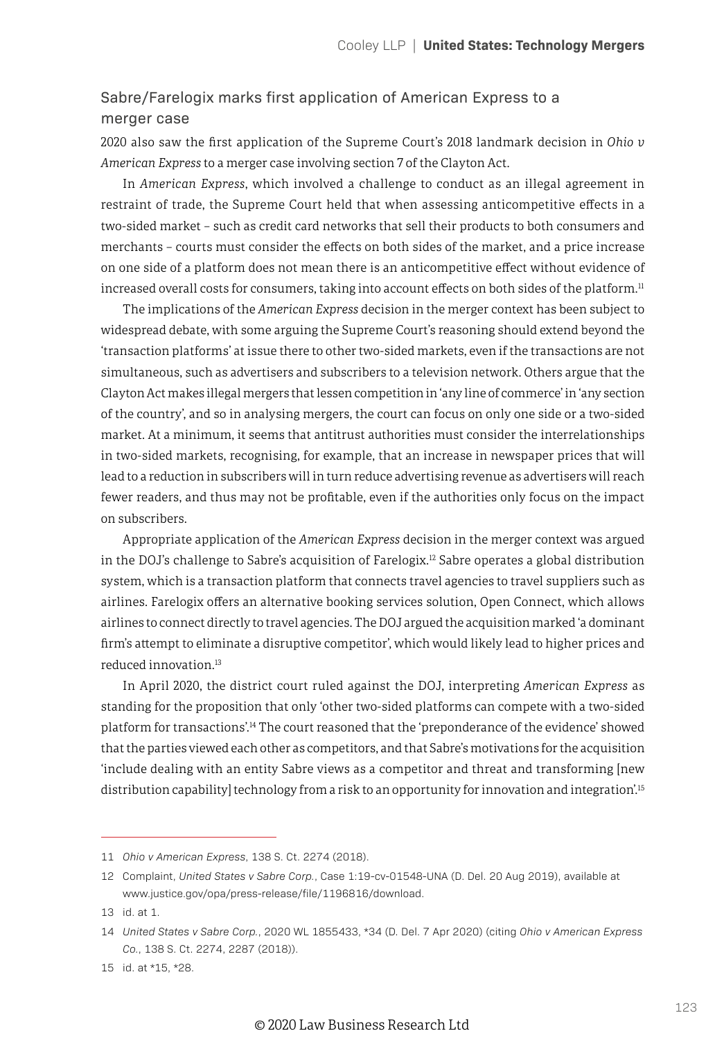## Sabre/Farelogix marks first application of American Express to a merger case

2020 also saw the first application of the Supreme Court's 2018 landmark decision in *Ohio v American Express* to a merger case involving section 7 of the Clayton Act.

In *American Express*, which involved a challenge to conduct as an illegal agreement in restraint of trade, the Supreme Court held that when assessing anticompetitive effects in a two-sided market – such as credit card networks that sell their products to both consumers and merchants – courts must consider the effects on both sides of the market, and a price increase on one side of a platform does not mean there is an anticompetitive effect without evidence of increased overall costs for consumers, taking into account effects on both sides of the platform.[11]

The implications of the *American Express* decision in the merger context has been subject to widespread debate, with some arguing the Supreme Court's reasoning should extend beyond the 'transaction platforms' at issue there to other two-sided markets, even if the transactions are not simultaneous, such as advertisers and subscribers to a television network. Others argue that the Clayton Act makes illegal mergers that lessen competition in 'any line of commerce' in 'any section of the country', and so in analysing mergers, the court can focus on only one side or a two-sided market. At a minimum, it seems that antitrust authorities must consider the interrelationships in two-sided markets, recognising, for example, that an increase in newspaper prices that will lead to a reduction in subscribers will in turn reduce advertising revenue as advertisers will reach fewer readers, and thus may not be profitable, even if the authorities only focus on the impact on subscribers.

Appropriate application of the *American Express* decision in the merger context was argued in the DOJ's challenge to Sabre's acquisition of Farelogix.[12] Sabre operates a global distribution system, which is a transaction platform that connects travel agencies to travel suppliers such as airlines. Farelogix offers an alternative booking services solution, Open Connect, which allows airlines to connect directly to travel agencies. The DOJ argued the acquisition marked 'a dominant firm's attempt to eliminate a disruptive competitor', which would likely lead to higher prices and reduced innovation.[13]

In April 2020, the district court ruled against the DOJ, interpreting *American Express* as standing for the proposition that only 'other two-sided platforms can compete with a two-sided platform for transactions'.[14] The court reasoned that the 'preponderance of the evidence' showed that the parties viewed each other as competitors, and that Sabre's motivations for the acquisition 'include dealing with an entity Sabre views as a competitor and threat and transforming [new distribution capability] technology from a risk to an opportunity for innovation and integration'.[15]

---

11 *Ohio v American Express*, 138 S. Ct. 2274 (2018).

12 Complaint, *United States v Sabre Corp.*, Case 1:19-cv-01548-UNA (D. Del. 20 Aug 2019), available at www.justice.gov/opa/press-release/file/1196816/download.

13 id. at 1.

14 *United States v Sabre Corp.*, 2020 WL 1855433, *34 (D. Del. 7 Apr 2020) (citing *Ohio v American Express Co.*, 138 S. Ct. 2274, 2287 (2018)).

15 id. at *15, *28.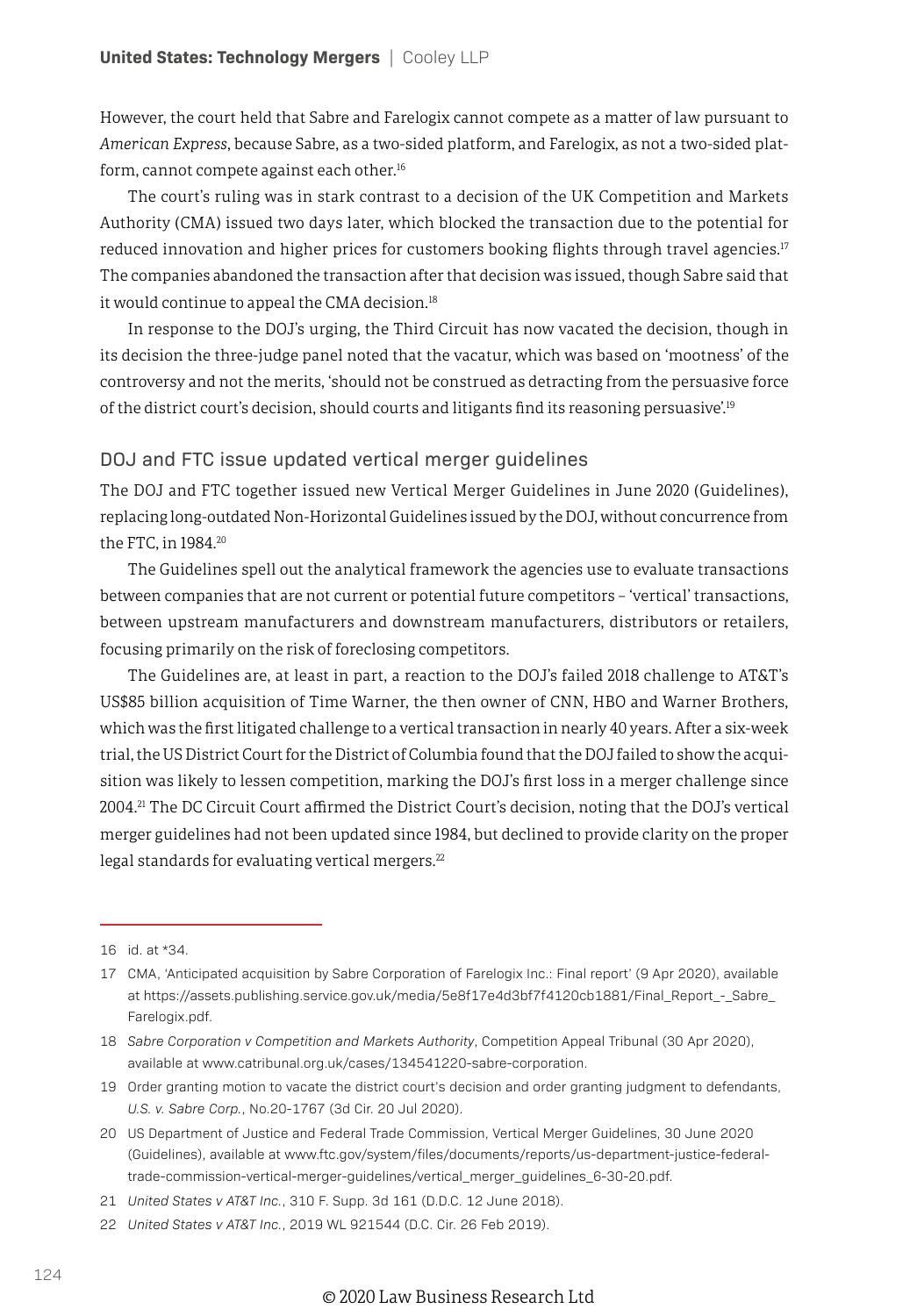However, the court held that Sabre and Farelogix cannot compete as a matter of law pursuant to *American Express*, because Sabre, as a two-sided platform, and Farelogix, as not a two-sided platform, cannot compete against each other.[16]

The court's ruling was in stark contrast to a decision of the UK Competition and Markets Authority (CMA) issued two days later, which blocked the transaction due to the potential for reduced innovation and higher prices for customers booking flights through travel agencies.[17] The companies abandoned the transaction after that decision was issued, though Sabre said that it would continue to appeal the CMA decision.[18]

In response to the DOJ's urging, the Third Circuit has now vacated the decision, though in its decision the three-judge panel noted that the vacatur, which was based on 'mootness' of the controversy and not the merits, 'should not be construed as detracting from the persuasive force of the district court's decision, should courts and litigants find its reasoning persuasive'.[19]

## DOJ and FTC issue updated vertical merger guidelines

The DOJ and FTC together issued new Vertical Merger Guidelines in June 2020 (Guidelines), replacing long-outdated Non-Horizontal Guidelines issued by the DOJ, without concurrence from the FTC, in 1984.[20]

The Guidelines spell out the analytical framework the agencies use to evaluate transactions between companies that are not current or potential future competitors – 'vertical' transactions, between upstream manufacturers and downstream manufacturers, distributors or retailers, focusing primarily on the risk of foreclosing competitors.

The Guidelines are, at least in part, a reaction to the DOJ's failed 2018 challenge to AT&T's US$85 billion acquisition of Time Warner, the then owner of CNN, HBO and Warner Brothers, which was the first litigated challenge to a vertical transaction in nearly 40 years. After a six-week trial, the US District Court for the District of Columbia found that the DOJ failed to show the acquisition was likely to lessen competition, marking the DOJ's first loss in a merger challenge since 2004.[21] The DC Circuit Court affirmed the District Court's decision, noting that the DOJ's vertical merger guidelines had not been updated since 1984, but declined to provide clarity on the proper legal standards for evaluating vertical mergers.[22]

---

16 id. at *34.

17 CMA, 'Anticipated acquisition by Sabre Corporation of Farelogix Inc.: Final report' (9 Apr 2020), available at https://assets.publishing.service.gov.uk/media/5e8f17e4d3bf7f4120cb1881/Final_Report_-_Sabre_Farelogix.pdf.

18 *Sabre Corporation v Competition and Markets Authority*, Competition Appeal Tribunal (30 Apr 2020), available at www.catribunal.org.uk/cases/134541220-sabre-corporation.

19 Order granting motion to vacate the district court's decision and order granting judgment to defendants, *U.S. v. Sabre Corp.*, No.20-1767 (3d Cir. 20 Jul 2020).

20 US Department of Justice and Federal Trade Commission, Vertical Merger Guidelines, 30 June 2020 (Guidelines), available at www.ftc.gov/system/files/documents/reports/us-department-justice-federal-trade-commission-vertical-merger-guidelines/vertical_merger_guidelines_6-30-20.pdf.

21 *United States v AT&T Inc.*, 310 F. Supp. 3d 161 (D.D.C. 12 June 2018).

22 *United States v AT&T Inc.*, 2019 WL 921544 (D.C. Cir. 26 Feb 2019).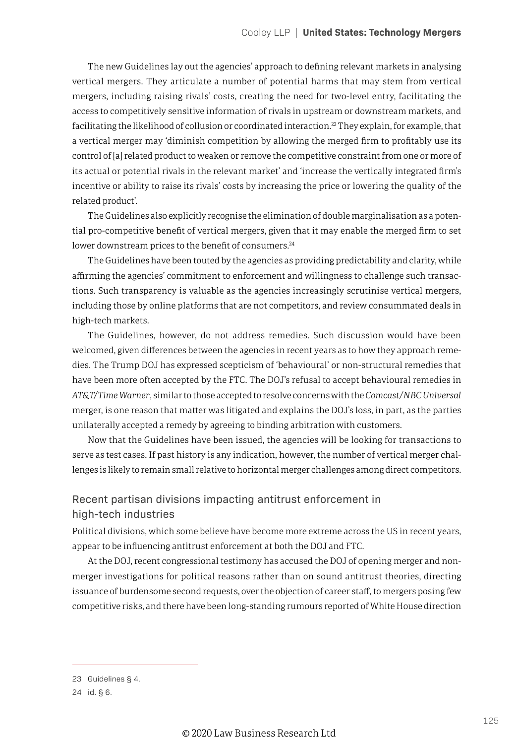The new Guidelines lay out the agencies' approach to defining relevant markets in analysing vertical mergers. They articulate a number of potential harms that may stem from vertical mergers, including raising rivals' costs, creating the need for two-level entry, facilitating the access to competitively sensitive information of rivals in upstream or downstream markets, and facilitating the likelihood of collusion or coordinated interaction.[23] They explain, for example, that a vertical merger may 'diminish competition by allowing the merged firm to profitably use its control of [a] related product to weaken or remove the competitive constraint from one or more of its actual or potential rivals in the relevant market' and 'increase the vertically integrated firm's incentive or ability to raise its rivals' costs by increasing the price or lowering the quality of the related product'.

The Guidelines also explicitly recognise the elimination of double marginalisation as a potential pro-competitive benefit of vertical mergers, given that it may enable the merged firm to set lower downstream prices to the benefit of consumers.[24]

The Guidelines have been touted by the agencies as providing predictability and clarity, while affirming the agencies' commitment to enforcement and willingness to challenge such transactions. Such transparency is valuable as the agencies increasingly scrutinise vertical mergers, including those by online platforms that are not competitors, and review consummated deals in high-tech markets.

The Guidelines, however, do not address remedies. Such discussion would have been welcomed, given differences between the agencies in recent years as to how they approach remedies. The Trump DOJ has expressed scepticism of 'behavioural' or non-structural remedies that have been more often accepted by the FTC. The DOJ's refusal to accept behavioural remedies in *AT&T/Time Warner*, similar to those accepted to resolve concerns with the *Comcast/NBC Universal* merger, is one reason that matter was litigated and explains the DOJ's loss, in part, as the parties unilaterally accepted a remedy by agreeing to binding arbitration with customers.

Now that the Guidelines have been issued, the agencies will be looking for transactions to serve as test cases. If past history is any indication, however, the number of vertical merger challenges is likely to remain small relative to horizontal merger challenges among direct competitors.

## Recent partisan divisions impacting antitrust enforcement in high-tech industries

Political divisions, which some believe have become more extreme across the US in recent years, appear to be influencing antitrust enforcement at both the DOJ and FTC.

At the DOJ, recent congressional testimony has accused the DOJ of opening merger and non-merger investigations for political reasons rather than on sound antitrust theories, directing issuance of burdensome second requests, over the objection of career staff, to mergers posing few competitive risks, and there have been long-standing rumours reported of White House direction

---

23 Guidelines § 4.

24 id. § 6.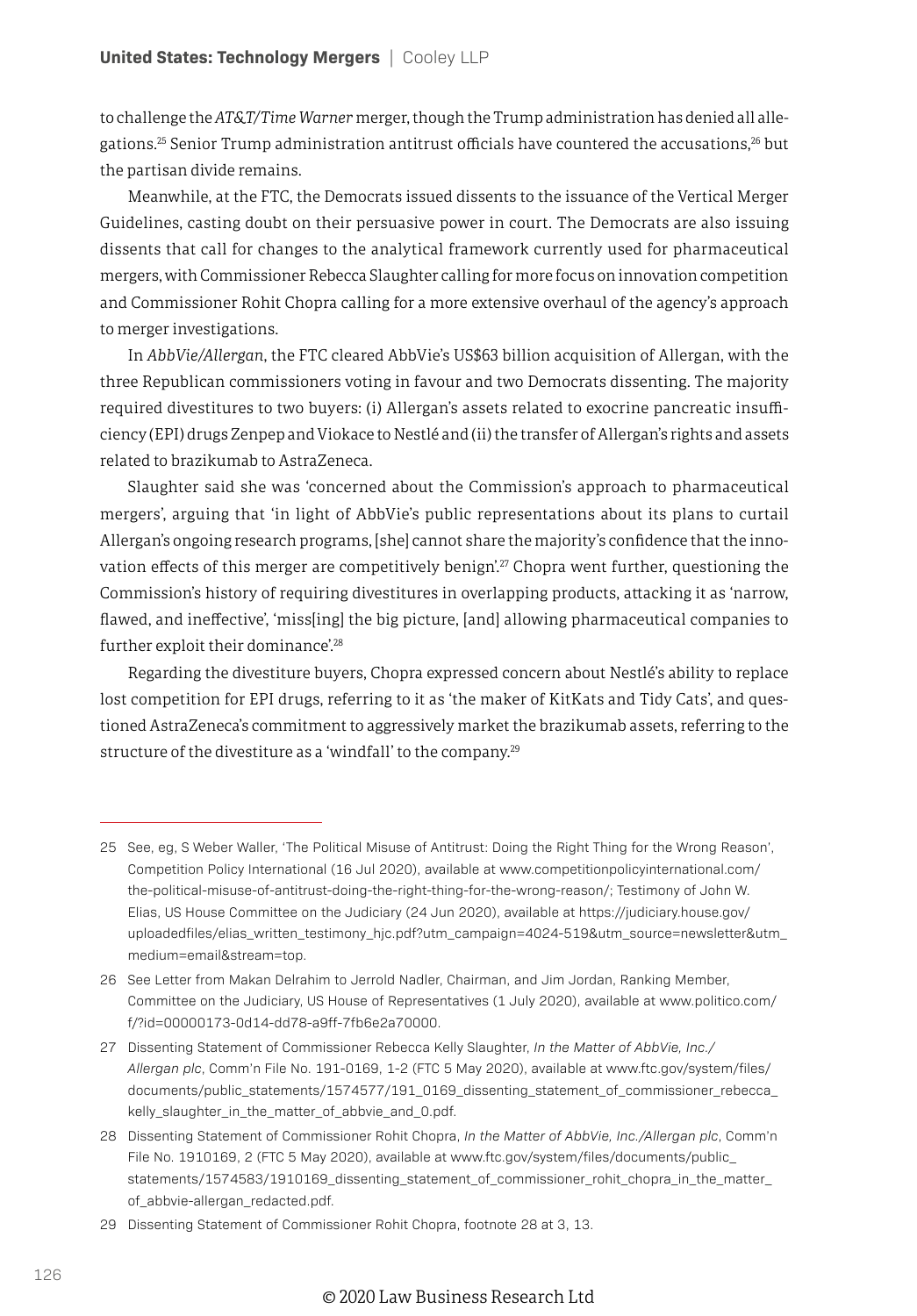to challenge the *AT&T/Time Warner* merger, though the Trump administration has denied all allegations.[25] Senior Trump administration antitrust officials have countered the accusations,[26] but the partisan divide remains.

Meanwhile, at the FTC, the Democrats issued dissents to the issuance of the Vertical Merger Guidelines, casting doubt on their persuasive power in court. The Democrats are also issuing dissents that call for changes to the analytical framework currently used for pharmaceutical mergers, with Commissioner Rebecca Slaughter calling for more focus on innovation competition and Commissioner Rohit Chopra calling for a more extensive overhaul of the agency's approach to merger investigations.

In *AbbVie/Allergan*, the FTC cleared AbbVie's US$63 billion acquisition of Allergan, with the three Republican commissioners voting in favour and two Democrats dissenting. The majority required divestitures to two buyers: (i) Allergan's assets related to exocrine pancreatic insufficiency (EPI) drugs Zenpep and Viokace to Nestlé and (ii) the transfer of Allergan's rights and assets related to brazikumab to AstraZeneca.

Slaughter said she was 'concerned about the Commission's approach to pharmaceutical mergers', arguing that 'in light of AbbVie's public representations about its plans to curtail Allergan's ongoing research programs, [she] cannot share the majority's confidence that the innovation effects of this merger are competitively benign'.[27] Chopra went further, questioning the Commission's history of requiring divestitures in overlapping products, attacking it as 'narrow, flawed, and ineffective', 'miss[ing] the big picture, [and] allowing pharmaceutical companies to further exploit their dominance'.[28]

Regarding the divestiture buyers, Chopra expressed concern about Nestlé's ability to replace lost competition for EPI drugs, referring to it as 'the maker of KitKats and Tidy Cats', and questioned AstraZeneca's commitment to aggressively market the brazikumab assets, referring to the structure of the divestiture as a 'windfall' to the company.[29]

---

25 See, eg, S Weber Waller, 'The Political Misuse of Antitrust: Doing the Right Thing for the Wrong Reason', Competition Policy International (16 Jul 2020), available at www.competitionpolicyinternational.com/the-political-misuse-of-antitrust-doing-the-right-thing-for-the-wrong-reason/; Testimony of John W. Elias, US House Committee on the Judiciary (24 Jun 2020), available at https://judiciary.house.gov/uploadedfiles/elias_written_testimony_hjc.pdf?utm_campaign=4024-519&utm_source=newsletter&utm_medium=email&stream=top.

26 See Letter from Makan Delrahim to Jerrold Nadler, Chairman, and Jim Jordan, Ranking Member, Committee on the Judiciary, US House of Representatives (1 July 2020), available at www.politico.com/f/?id=00000173-0d14-dd78-a9ff-7fb6e2a70000.

27 Dissenting Statement of Commissioner Rebecca Kelly Slaughter, *In the Matter of AbbVie, Inc./Allergan plc*, Comm'n File No. 191-0169, 1-2 (FTC 5 May 2020), available at www.ftc.gov/system/files/documents/public_statements/1574577/191_0169_dissenting_statement_of_commissioner_rebecca_kelly_slaughter_in_the_matter_of_abbvie_and_0.pdf.

28 Dissenting Statement of Commissioner Rohit Chopra, *In the Matter of AbbVie, Inc./Allergan plc*, Comm'n File No. 1910169, 2 (FTC 5 May 2020), available at www.ftc.gov/system/files/documents/public_statements/1574583/1910169_dissenting_statement_of_commissioner_rohit_chopra_in_the_matter_of_abbvie-allergan_redacted.pdf.

29 Dissenting Statement of Commissioner Rohit Chopra, footnote 28 at 3, 13.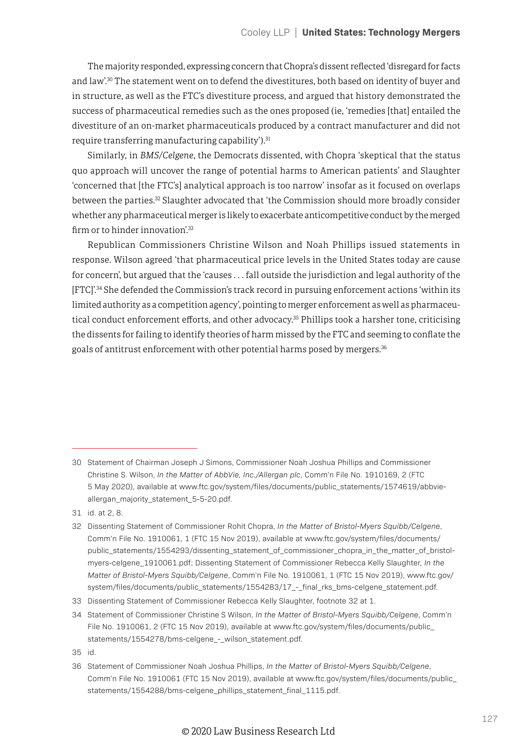The majority responded, expressing concern that Chopra's dissent reflected 'disregard for facts and law'.[30] The statement went on to defend the divestitures, both based on identity of buyer and in structure, as well as the FTC's divestiture process, and argued that history demonstrated the success of pharmaceutical remedies such as the ones proposed (ie, 'remedies [that] entailed the divestiture of an on-market pharmaceuticals produced by a contract manufacturer and did not require transferring manufacturing capability').[31]

Similarly, in *BMS/Celgene*, the Democrats dissented, with Chopra 'skeptical that the status quo approach will uncover the range of potential harms to American patients' and Slaughter 'concerned that [the FTC's] analytical approach is too narrow' insofar as it focused on overlaps between the parties.[32] Slaughter advocated that 'the Commission should more broadly consider whether any pharmaceutical merger is likely to exacerbate anticompetitive conduct by the merged firm or to hinder innovation'.[33]

Republican Commissioners Christine Wilson and Noah Phillips issued statements in response. Wilson agreed 'that pharmaceutical price levels in the United States today are cause for concern', but argued that the 'causes . . . fall outside the jurisdiction and legal authority of the [FTC]'.[34] She defended the Commission's track record in pursuing enforcement actions 'within its limited authority as a competition agency', pointing to merger enforcement as well as pharmaceutical conduct enforcement efforts, and other advocacy.[35] Phillips took a harsher tone, criticising the dissents for failing to identify theories of harm missed by the FTC and seeming to conflate the goals of antitrust enforcement with other potential harms posed by mergers.[36]

---

30 Statement of Chairman Joseph J Simons, Commissioner Noah Joshua Phillips and Commissioner Christine S. Wilson, *In the Matter of AbbVie, Inc./Allergan plc*, Comm'n File No. 1910169, 2 (FTC 5 May 2020), available at www.ftc.gov/system/files/documents/public_statements/1574619/abbvie-allergan_majority_statement_5-5-20.pdf.

31 id. at 2, 8.

32 Dissenting Statement of Commissioner Rohit Chopra, *In the Matter of Bristol-Myers Squibb/Celgene*, Comm'n File No. 1910061, 1 (FTC 15 Nov 2019), available at www.ftc.gov/system/files/documents/public_statements/1554293/dissenting_statement_of_commissioner_chopra_in_the_matter_of_bristol-myers-celgene_1910061.pdf; Dissenting Statement of Commissioner Rebecca Kelly Slaughter, *In the Matter of Bristol-Myers Squibb/Celgene*, Comm'n File No. 1910061, 1 (FTC 15 Nov 2019), www.ftc.gov/system/files/documents/public_statements/1554283/17_-_final_rks_bms-celgene_statement.pdf.

33 Dissenting Statement of Commissioner Rebecca Kelly Slaughter, footnote 32 at 1.

34 Statement of Commissioner Christine S Wilson, *In the Matter of Bristol-Myers Squibb/Celgene*, Comm'n File No. 1910061, 2 (FTC 15 Nov 2019), available at www.ftc.gov/system/files/documents/public_statements/1554278/bms-celgene_-_wilson_statement.pdf.

35 id.

36 Statement of Commissioner Noah Joshua Phillips, *In the Matter of Bristol-Myers Squibb/Celgene*, Comm'n File No. 1910061 (FTC 15 Nov 2019), available at www.ftc.gov/system/files/documents/public_statements/1554288/bms-celgene_phillips_statement_final_1115.pdf.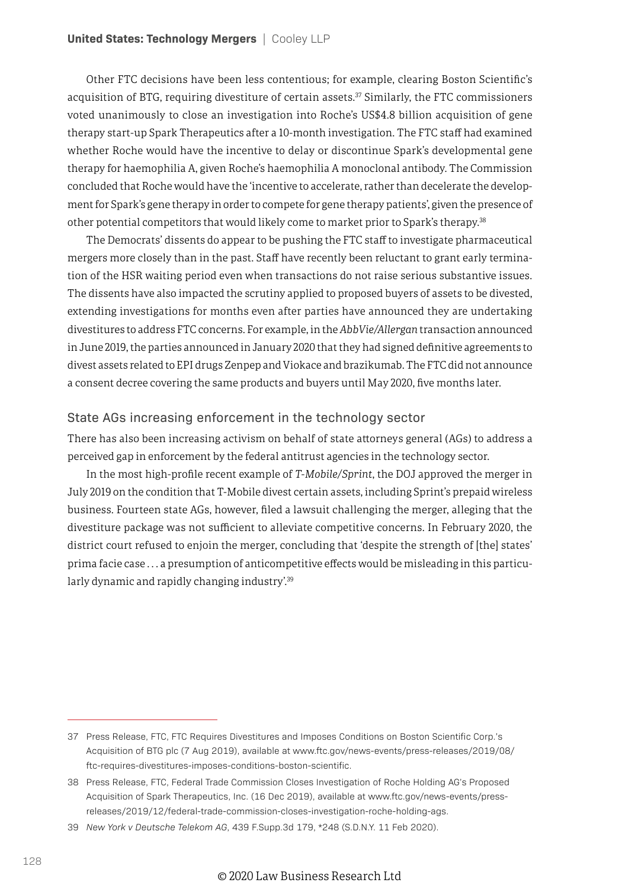Other FTC decisions have been less contentious; for example, clearing Boston Scientific's acquisition of BTG, requiring divestiture of certain assets.[37] Similarly, the FTC commissioners voted unanimously to close an investigation into Roche's US$4.8 billion acquisition of gene therapy start-up Spark Therapeutics after a 10-month investigation. The FTC staff had examined whether Roche would have the incentive to delay or discontinue Spark's developmental gene therapy for haemophilia A, given Roche's haemophilia A monoclonal antibody. The Commission concluded that Roche would have the 'incentive to accelerate, rather than decelerate the development for Spark's gene therapy in order to compete for gene therapy patients', given the presence of other potential competitors that would likely come to market prior to Spark's therapy.[38]

The Democrats' dissents do appear to be pushing the FTC staff to investigate pharmaceutical mergers more closely than in the past. Staff have recently been reluctant to grant early termination of the HSR waiting period even when transactions do not raise serious substantive issues. The dissents have also impacted the scrutiny applied to proposed buyers of assets to be divested, extending investigations for months even after parties have announced they are undertaking divestitures to address FTC concerns. For example, in the *AbbVie/Allergan* transaction announced in June 2019, the parties announced in January 2020 that they had signed definitive agreements to divest assets related to EPI drugs Zenpep and Viokace and brazikumab. The FTC did not announce a consent decree covering the same products and buyers until May 2020, five months later.

### State AGs increasing enforcement in the technology sector

There has also been increasing activism on behalf of state attorneys general (AGs) to address a perceived gap in enforcement by the federal antitrust agencies in the technology sector.

In the most high-profile recent example of *T-Mobile/Sprint*, the DOJ approved the merger in July 2019 on the condition that T-Mobile divest certain assets, including Sprint's prepaid wireless business. Fourteen state AGs, however, filed a lawsuit challenging the merger, alleging that the divestiture package was not sufficient to alleviate competitive concerns. In February 2020, the district court refused to enjoin the merger, concluding that 'despite the strength of [the] states' prima facie case . . . a presumption of anticompetitive effects would be misleading in this particularly dynamic and rapidly changing industry'.[39]

---

37 Press Release, FTC, FTC Requires Divestitures and Imposes Conditions on Boston Scientific Corp.'s Acquisition of BTG plc (7 Aug 2019), available at www.ftc.gov/news-events/press-releases/2019/08/ftc-requires-divestitures-imposes-conditions-boston-scientific.

38 Press Release, FTC, Federal Trade Commission Closes Investigation of Roche Holding AG's Proposed Acquisition of Spark Therapeutics, Inc. (16 Dec 2019), available at www.ftc.gov/news-events/press-releases/2019/12/federal-trade-commission-closes-investigation-roche-holding-ags.

39 *New York v Deutsche Telekom AG*, 439 F.Supp.3d 179, *248 (S.D.N.Y. 11 Feb 2020).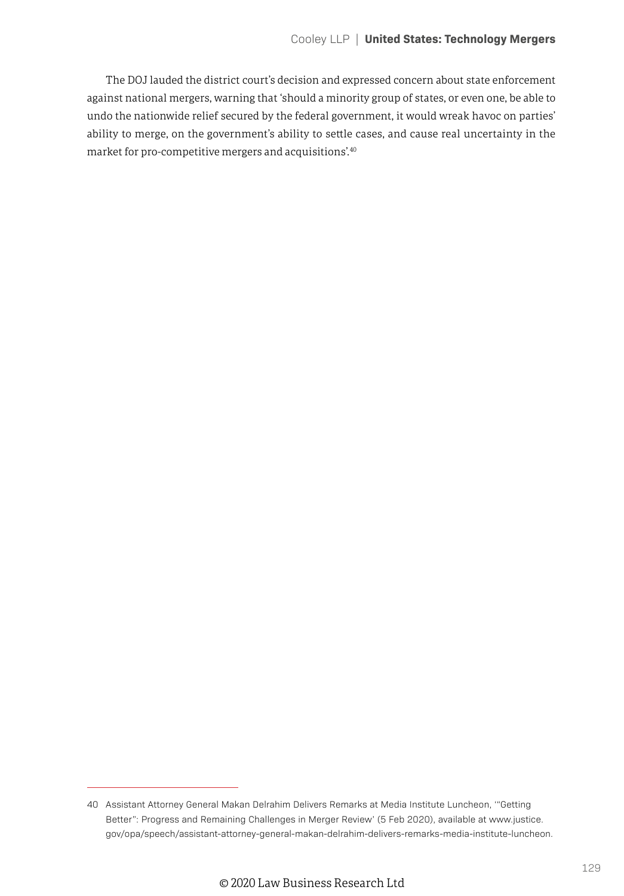The DOJ lauded the district court's decision and expressed concern about state enforcement against national mergers, warning that 'should a minority group of states, or even one, be able to undo the nationwide relief secured by the federal government, it would wreak havoc on parties' ability to merge, on the government's ability to settle cases, and cause real uncertainty in the market for pro-competitive mergers and acquisitions'.[40]

---

40 Assistant Attorney General Makan Delrahim Delivers Remarks at Media Institute Luncheon, '"Getting Better": Progress and Remaining Challenges in Merger Review' (5 Feb 2020), available at www.justice.gov/opa/speech/assistant-attorney-general-makan-delrahim-delivers-remarks-media-institute-luncheon.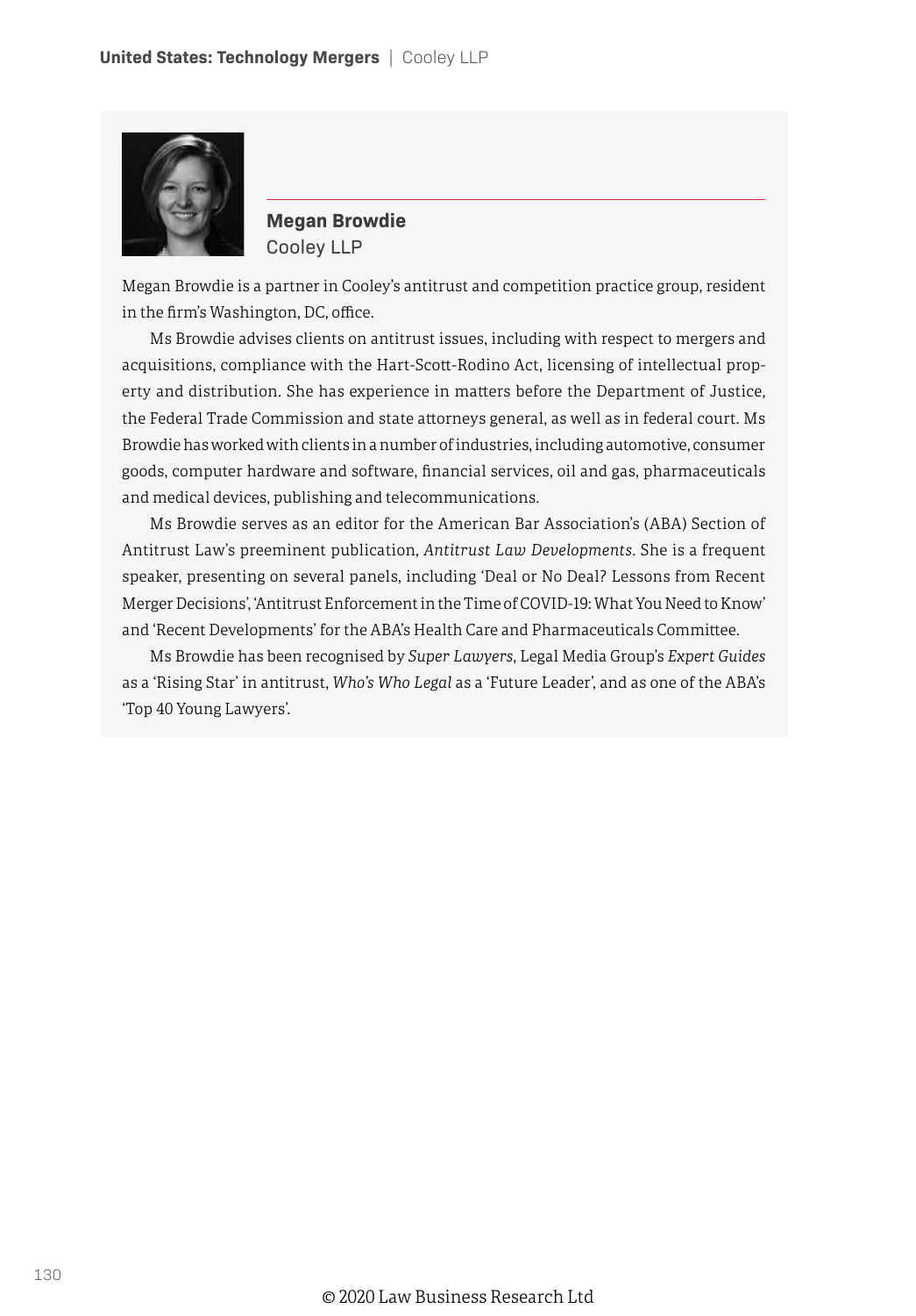**Megan Browdie**
Cooley LLP

Megan Browdie is a partner in Cooley's antitrust and competition practice group, resident in the firm's Washington, DC, office.

Ms Browdie advises clients on antitrust issues, including with respect to mergers and acquisitions, compliance with the Hart-Scott-Rodino Act, licensing of intellectual property and distribution. She has experience in matters before the Department of Justice, the Federal Trade Commission and state attorneys general, as well as in federal court. Ms Browdie has worked with clients in a number of industries, including automotive, consumer goods, computer hardware and software, financial services, oil and gas, pharmaceuticals and medical devices, publishing and telecommunications.

Ms Browdie serves as an editor for the American Bar Association's (ABA) Section of Antitrust Law's preeminent publication, *Antitrust Law Developments*. She is a frequent speaker, presenting on several panels, including 'Deal or No Deal? Lessons from Recent Merger Decisions', 'Antitrust Enforcement in the Time of COVID-19: What You Need to Know' and 'Recent Developments' for the ABA's Health Care and Pharmaceuticals Committee.

Ms Browdie has been recognised by *Super Lawyers*, Legal Media Group's *Expert Guides* as a 'Rising Star' in antitrust, *Who's Who Legal* as a 'Future Leader', and as one of the ABA's 'Top 40 Young Lawyers'.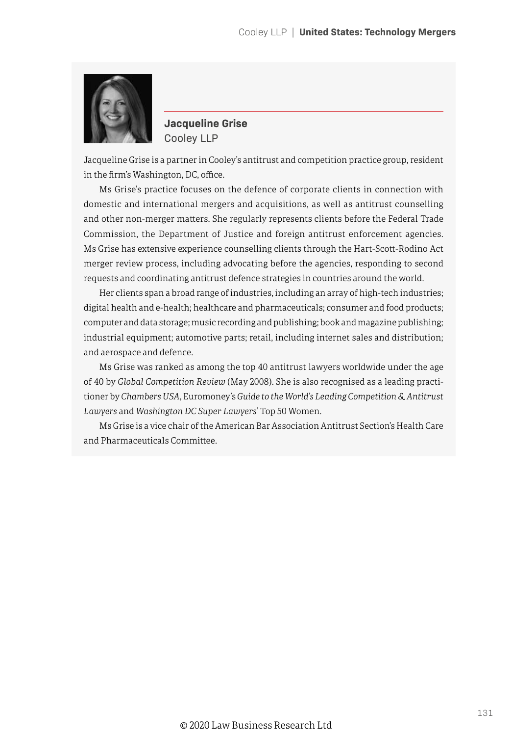**Jacqueline Grise**
Cooley LLP

Jacqueline Grise is a partner in Cooley's antitrust and competition practice group, resident in the firm's Washington, DC, office.

Ms Grise's practice focuses on the defence of corporate clients in connection with domestic and international mergers and acquisitions, as well as antitrust counselling and other non-merger matters. She regularly represents clients before the Federal Trade Commission, the Department of Justice and foreign antitrust enforcement agencies. Ms Grise has extensive experience counselling clients through the Hart-Scott-Rodino Act merger review process, including advocating before the agencies, responding to second requests and coordinating antitrust defence strategies in countries around the world.

Her clients span a broad range of industries, including an array of high-tech industries; digital health and e-health; healthcare and pharmaceuticals; consumer and food products; computer and data storage; music recording and publishing; book and magazine publishing; industrial equipment; automotive parts; retail, including internet sales and distribution; and aerospace and defence.

Ms Grise was ranked as among the top 40 antitrust lawyers worldwide under the age of 40 by *Global Competition Review* (May 2008). She is also recognised as a leading practitioner by *Chambers USA*, Euromoney's *Guide to the World's Leading Competition & Antitrust Lawyers* and *Washington DC Super Lawyers*' Top 50 Women.

Ms Grise is a vice chair of the American Bar Association Antitrust Section's Health Care and Pharmaceuticals Committee.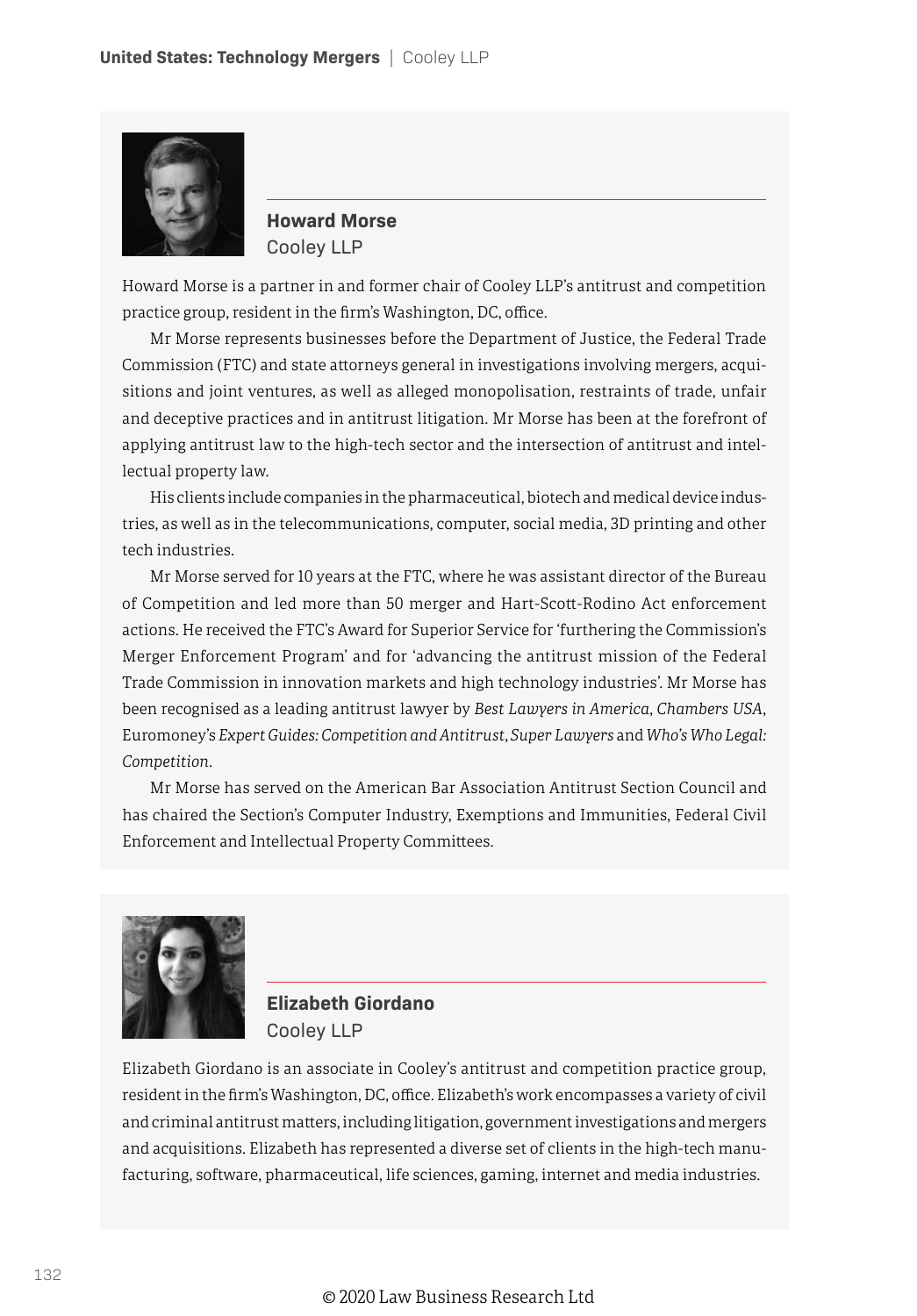## Howard Morse

Cooley LLP

Howard Morse is a partner in and former chair of Cooley LLP's antitrust and competition practice group, resident in the firm's Washington, DC, office.

Mr Morse represents businesses before the Department of Justice, the Federal Trade Commission (FTC) and state attorneys general in investigations involving mergers, acquisitions and joint ventures, as well as alleged monopolisation, restraints of trade, unfair and deceptive practices and in antitrust litigation. Mr Morse has been at the forefront of applying antitrust law to the high-tech sector and the intersection of antitrust and intellectual property law.

His clients include companies in the pharmaceutical, biotech and medical device industries, as well as in the telecommunications, computer, social media, 3D printing and other tech industries.

Mr Morse served for 10 years at the FTC, where he was assistant director of the Bureau of Competition and led more than 50 merger and Hart-Scott-Rodino Act enforcement actions. He received the FTC's Award for Superior Service for 'furthering the Commission's Merger Enforcement Program' and for 'advancing the antitrust mission of the Federal Trade Commission in innovation markets and high technology industries'. Mr Morse has been recognised as a leading antitrust lawyer by *Best Lawyers in America*, *Chambers USA*, Euromoney's *Expert Guides: Competition and Antitrust*, *Super Lawyers* and *Who's Who Legal: Competition*.

Mr Morse has served on the American Bar Association Antitrust Section Council and has chaired the Section's Computer Industry, Exemptions and Immunities, Federal Civil Enforcement and Intellectual Property Committees.

## Elizabeth Giordano

Cooley LLP

Elizabeth Giordano is an associate in Cooley's antitrust and competition practice group, resident in the firm's Washington, DC, office. Elizabeth's work encompasses a variety of civil and criminal antitrust matters, including litigation, government investigations and mergers and acquisitions. Elizabeth has represented a diverse set of clients in the high-tech manufacturing, software, pharmaceutical, life sciences, gaming, internet and media industries.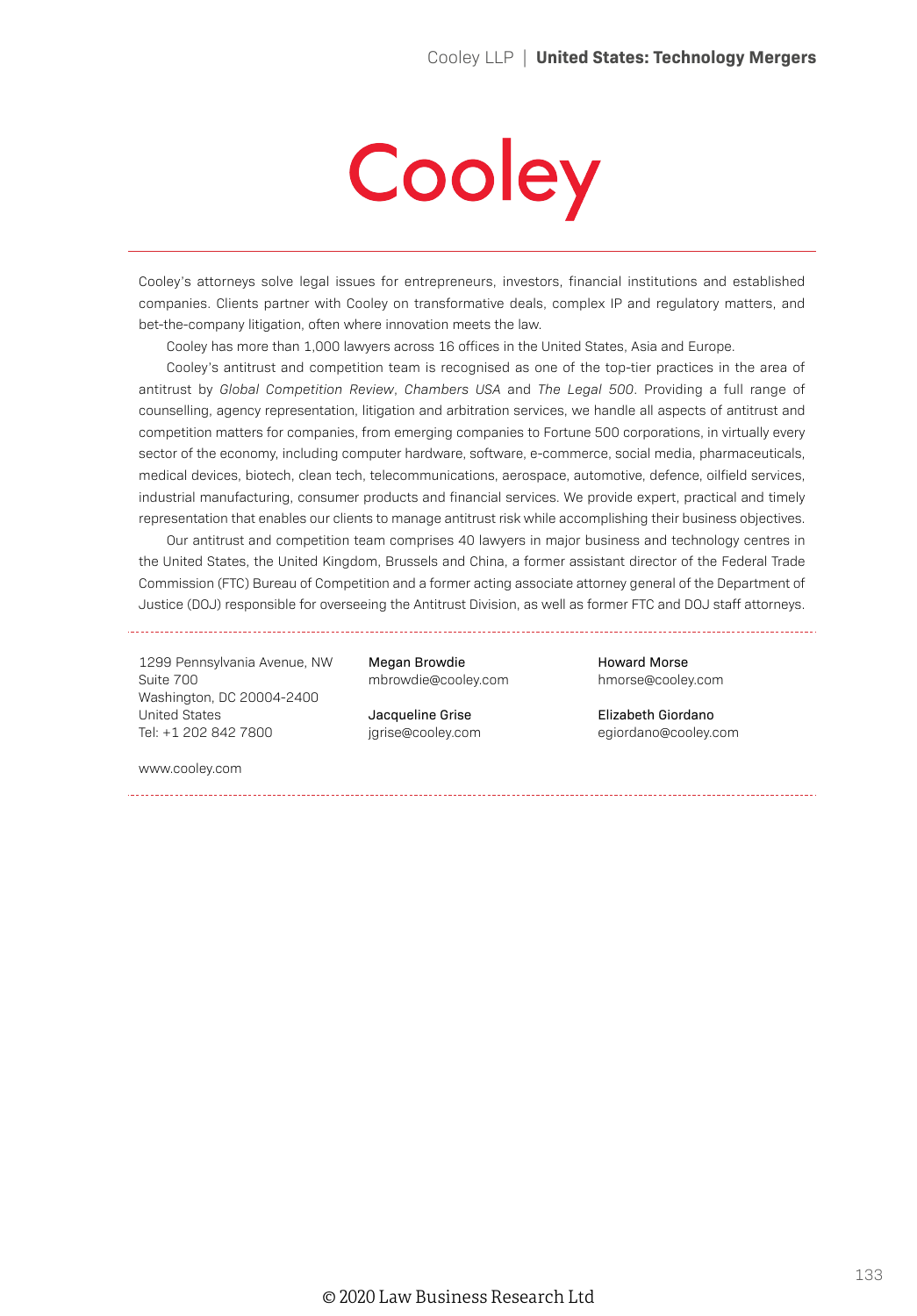# Cooley

Cooley's attorneys solve legal issues for entrepreneurs, investors, financial institutions and established companies. Clients partner with Cooley on transformative deals, complex IP and regulatory matters, and bet-the-company litigation, often where innovation meets the law.

Cooley has more than 1,000 lawyers across 16 offices in the United States, Asia and Europe.

Cooley's antitrust and competition team is recognised as one of the top-tier practices in the area of antitrust by *Global Competition Review*, *Chambers USA* and *The Legal 500*. Providing a full range of counselling, agency representation, litigation and arbitration services, we handle all aspects of antitrust and competition matters for companies, from emerging companies to Fortune 500 corporations, in virtually every sector of the economy, including computer hardware, software, e-commerce, social media, pharmaceuticals, medical devices, biotech, clean tech, telecommunications, aerospace, automotive, defence, oilfield services, industrial manufacturing, consumer products and financial services. We provide expert, practical and timely representation that enables our clients to manage antitrust risk while accomplishing their business objectives.

Our antitrust and competition team comprises 40 lawyers in major business and technology centres in the United States, the United Kingdom, Brussels and China, a former assistant director of the Federal Trade Commission (FTC) Bureau of Competition and a former acting associate attorney general of the Department of Justice (DOJ) responsible for overseeing the Antitrust Division, as well as former FTC and DOJ staff attorneys.

---

1299 Pennsylvania Avenue, NW
Suite 700
Washington, DC 20004-2400
United States
Tel: +1 202 842 7800

www.cooley.com

Megan Browdie
mbrowdie@cooley.com

Jacqueline Grise
jgrise@cooley.com

Howard Morse
hmorse@cooley.com

Elizabeth Giordano
egiordano@cooley.com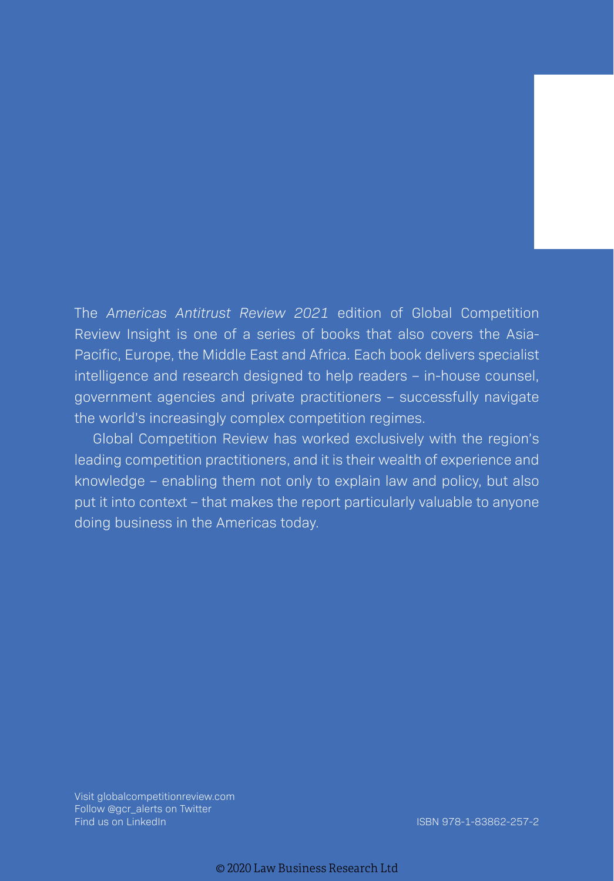The *Americas Antitrust Review 2021* edition of Global Competition Review Insight is one of a series of books that also covers the Asia-Pacific, Europe, the Middle East and Africa. Each book delivers specialist intelligence and research designed to help readers – in-house counsel, government agencies and private practitioners – successfully navigate the world's increasingly complex competition regimes.

Global Competition Review has worked exclusively with the region's leading competition practitioners, and it is their wealth of experience and knowledge – enabling them not only to explain law and policy, but also put it into context – that makes the report particularly valuable to anyone doing business in the Americas today.

Visit globalcompetitionreview.com
Follow @gcr_alerts on Twitter
Find us on LinkedIn

ISBN 978-1-83862-257-2

© 2020 Law Business Research Ltd